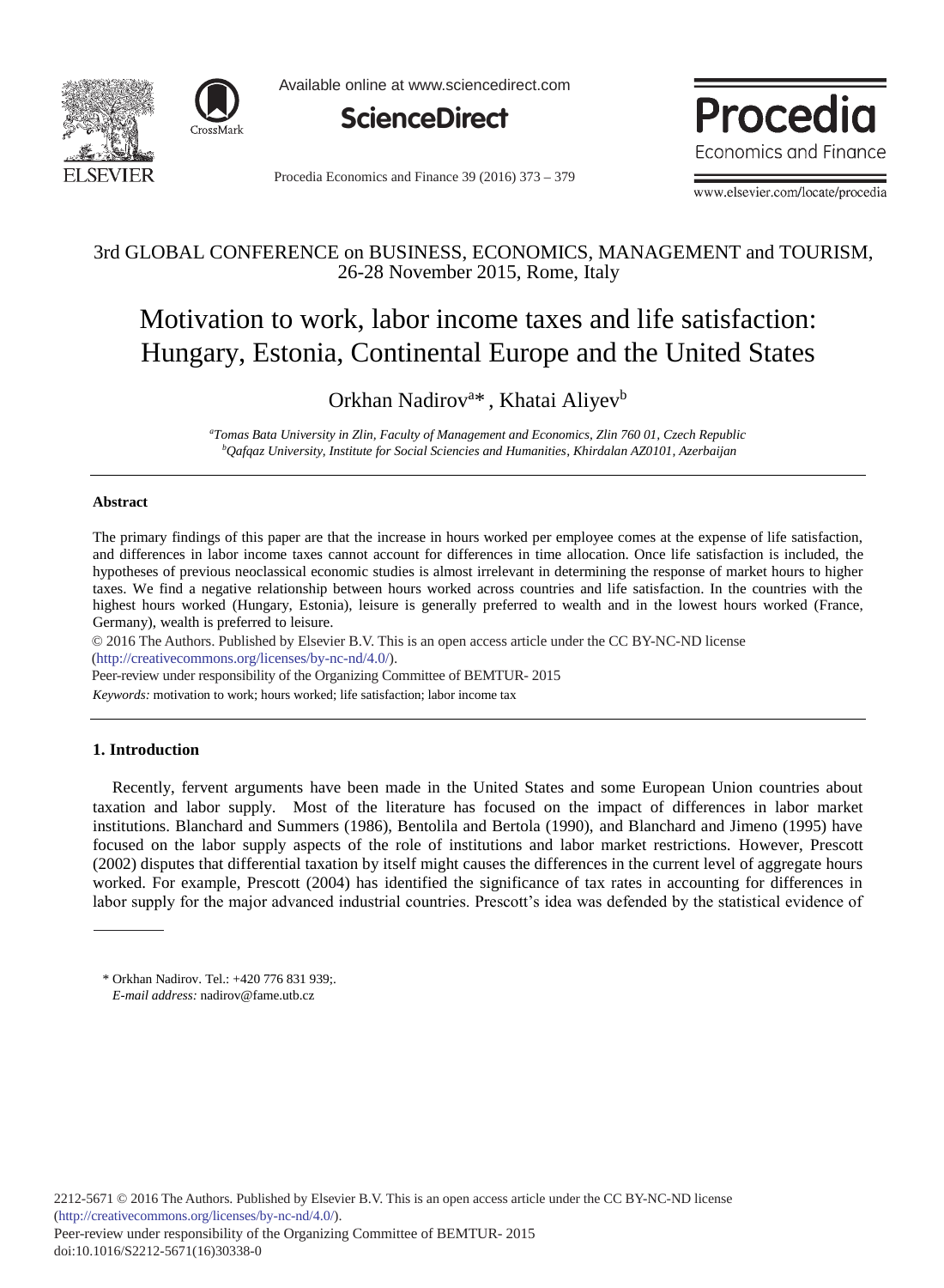3rd GLOBAL CONFERENCE on BUSINESS, ECONOMICS, MANAGEMENT and TOURISM, 26-28 November 2015, Rome, Italy

# Motivation to work, labor income taxes and life satisfaction: Hungary, Estonia, Continental Europe and the United States

Orkhan Nadirov[a]*, Khatai Aliyev[b]

[a] *Tomas Bata University in Zlin, Faculty of Management and Economics, Zlin 760 01, Czech Republic*
[b] *Qafqaz University, Institute for Social Sciencies and Humanities, Khirdalan AZ0101, Azerbaijan*

---

**Abstract**

The primary findings of this paper are that the increase in hours worked per employee comes at the expense of life satisfaction, and differences in labor income taxes cannot account for differences in time allocation. Once life satisfaction is included, the hypotheses of previous neoclassical economic studies is almost irrelevant in determining the response of market hours to higher taxes. We find a negative relationship between hours worked across countries and life satisfaction. In the countries with the highest hours worked (Hungary, Estonia), leisure is generally preferred to wealth and in the lowest hours worked (France, Germany), wealth is preferred to leisure.

© 2016 The Authors. Published by Elsevier B.V. This is an open access article under the CC BY-NC-ND license (http://creativecommons.org/licenses/by-nc-nd/4.0/).

Peer-review under responsibility of the Organizing Committee of BEMTUR- 2015

*Keywords:* motivation to work; hours worked; life satisfaction; labor income tax

---

## 1. Introduction

Recently, fervent arguments have been made in the United States and some European Union countries about taxation and labor supply. Most of the literature has focused on the impact of differences in labor market institutions. Blanchard and Summers (1986), Bentolila and Bertola (1990), and Blanchard and Jimeno (1995) have focused on the labor supply aspects of the role of institutions and labor market restrictions. However, Prescott (2002) disputes that differential taxation by itself might causes the differences in the current level of aggregate hours worked. For example, Prescott (2004) has identified the significance of tax rates in accounting for differences in labor supply for the major advanced industrial countries. Prescott's idea was defended by the statistical evidence of

---

\* Orkhan Nadirov. Tel.: +420 776 831 939;.
*E-mail address:* nadirov@fame.utb.cz

2212-5671 © 2016 The Authors. Published by Elsevier B.V. This is an open access article under the CC BY-NC-ND license (http://creativecommons.org/licenses/by-nc-nd/4.0/).
Peer-review under responsibility of the Organizing Committee of BEMTUR- 2015
doi:10.1016/S2212-5671(16)30338-0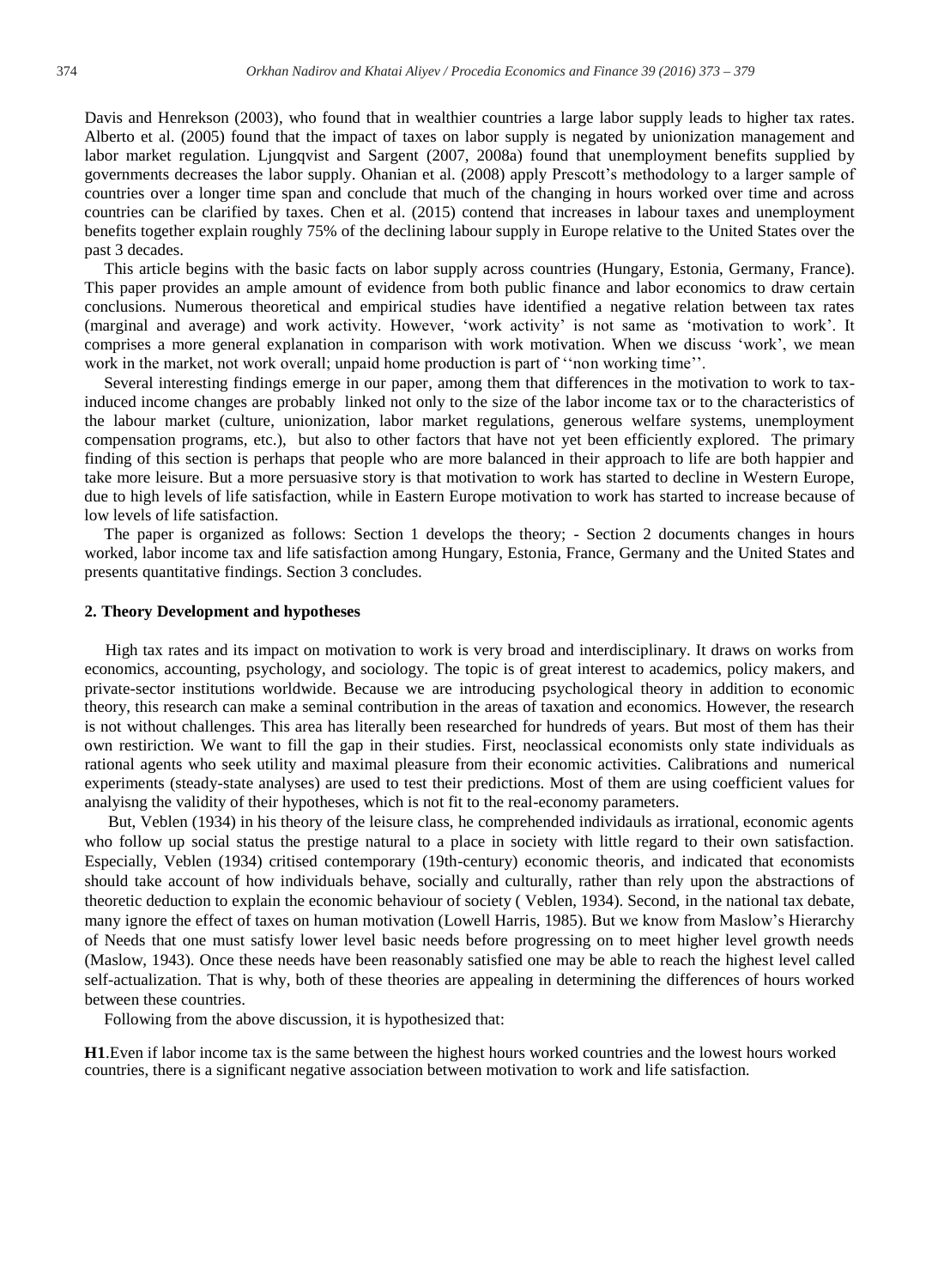Davis and Henrekson (2003), who found that in wealthier countries a large labor supply leads to higher tax rates. Alberto et al. (2005) found that the impact of taxes on labor supply is negated by unionization management and labor market regulation. Ljungqvist and Sargent (2007, 2008a) found that unemployment benefits supplied by governments decreases the labor supply. Ohanian et al. (2008) apply Prescott's methodology to a larger sample of countries over a longer time span and conclude that much of the changing in hours worked over time and across countries can be clarified by taxes. Chen et al. (2015) contend that increases in labour taxes and unemployment benefits together explain roughly 75% of the declining labour supply in Europe relative to the United States over the past 3 decades.

This article begins with the basic facts on labor supply across countries (Hungary, Estonia, Germany, France). This paper provides an ample amount of evidence from both public finance and labor economics to draw certain conclusions. Numerous theoretical and empirical studies have identified a negative relation between tax rates (marginal and average) and work activity. However, 'work activity' is not same as 'motivation to work'. It comprises a more general explanation in comparison with work motivation. When we discuss 'work', we mean work in the market, not work overall; unpaid home production is part of ''non working time''.

Several interesting findings emerge in our paper, among them that differences in the motivation to work to tax-induced income changes are probably linked not only to the size of the labor income tax or to the characteristics of the labour market (culture, unionization, labor market regulations, generous welfare systems, unemployment compensation programs, etc.), but also to other factors that have not yet been efficiently explored. The primary finding of this section is perhaps that people who are more balanced in their approach to life are both happier and take more leisure. But a more persuasive story is that motivation to work has started to decline in Western Europe, due to high levels of life satisfaction, while in Eastern Europe motivation to work has started to increase because of low levels of life satisfaction.

The paper is organized as follows: Section 1 develops the theory; - Section 2 documents changes in hours worked, labor income tax and life satisfaction among Hungary, Estonia, France, Germany and the United States and presents quantitative findings. Section 3 concludes.

## 2. Theory Development and hypotheses

High tax rates and its impact on motivation to work is very broad and interdisciplinary. It draws on works from economics, accounting, psychology, and sociology. The topic is of great interest to academics, policy makers, and private-sector institutions worldwide. Because we are introducing psychological theory in addition to economic theory, this research can make a seminal contribution in the areas of taxation and economics. However, the research is not without challenges. This area has literally been researched for hundreds of years. But most of them has their own restiriction. We want to fill the gap in their studies. First, neoclassical economists only state individuals as rational agents who seek utility and maximal pleasure from their economic activities. Calibrations and numerical experiments (steady-state analyses) are used to test their predictions. Most of them are using coefficient values for analyisng the validity of their hypotheses, which is not fit to the real-economy parameters.

But, Veblen (1934) in his theory of the leisure class, he comprehended individauls as irrational, economic agents who follow up social status the prestige natural to a place in society with little regard to their own satisfaction. Especially, Veblen (1934) critised contemporary (19th-century) economic theoris, and indicated that economists should take account of how individuals behave, socially and culturally, rather than rely upon the abstractions of theoretic deduction to explain the economic behaviour of society ( Veblen, 1934). Second, in the national tax debate, many ignore the effect of taxes on human motivation (Lowell Harris, 1985). But we know from Maslow's Hierarchy of Needs that one must satisfy lower level basic needs before progressing on to meet higher level growth needs (Maslow, 1943). Once these needs have been reasonably satisfied one may be able to reach the highest level called self-actualization. That is why, both of these theories are appealing in determining the differences of hours worked between these countries.

Following from the above discussion, it is hypothesized that:

**H1**.Even if labor income tax is the same between the highest hours worked countries and the lowest hours worked countries, there is a significant negative association between motivation to work and life satisfaction.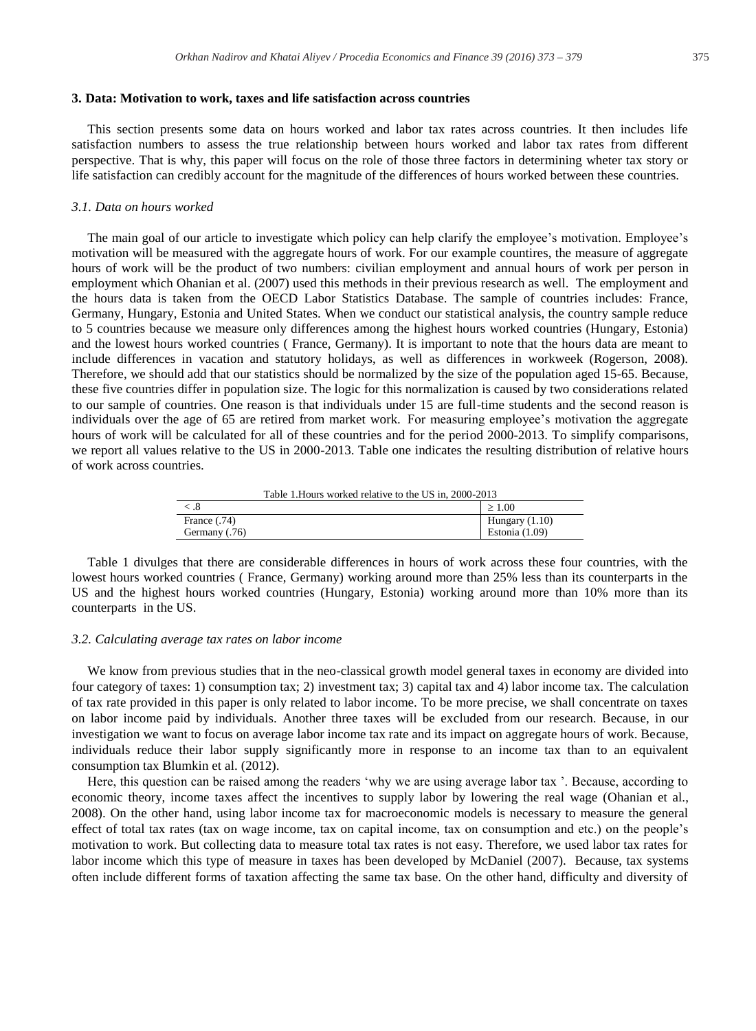## 3. Data: Motivation to work, taxes and life satisfaction across countries

This section presents some data on hours worked and labor tax rates across countries. It then includes life satisfaction numbers to assess the true relationship between hours worked and labor tax rates from different perspective. That is why, this paper will focus on the role of those three factors in determining wheter tax story or life satisfaction can credibly account for the magnitude of the differences of hours worked between these countries.

### *3.1. Data on hours worked*

The main goal of our article to investigate which policy can help clarify the employee's motivation. Employee's motivation will be measured with the aggregate hours of work. For our example countires, the measure of aggregate hours of work will be the product of two numbers: civilian employment and annual hours of work per person in employment which Ohanian et al. (2007) used this methods in their previous research as well. The employment and the hours data is taken from the OECD Labor Statistics Database. The sample of countries includes: France, Germany, Hungary, Estonia and United States. When we conduct our statistical analysis, the country sample reduce to 5 countries because we measure only differences among the highest hours worked countries (Hungary, Estonia) and the lowest hours worked countries ( France, Germany). It is important to note that the hours data are meant to include differences in vacation and statutory holidays, as well as differences in workweek (Rogerson, 2008). Therefore, we should add that our statistics should be normalized by the size of the population aged 15-65. Because, these five countries differ in population size. The logic for this normalization is caused by two considerations related to our sample of countries. One reason is that individuals under 15 are full-time students and the second reason is individuals over the age of 65 are retired from market work. For measuring employee's motivation the aggregate hours of work will be calculated for all of these countries and for the period 2000-2013. To simplify comparisons, we report all values relative to the US in 2000-2013. Table one indicates the resulting distribution of relative hours of work across countries.

Table 1.Hours worked relative to the US in, 2000-2013

| < .8 | ≥ 1.00 |
|---|---|
| France (.74) | Hungary (1.10) |
| Germany (.76) | Estonia (1.09) |

Table 1 divulges that there are considerable differences in hours of work across these four countries, with the lowest hours worked countries ( France, Germany) working around more than 25% less than its counterparts in the US and the highest hours worked countries (Hungary, Estonia) working around more than 10% more than its counterparts in the US.

### *3.2. Calculating average tax rates on labor income*

We know from previous studies that in the neo-classical growth model general taxes in economy are divided into four category of taxes: 1) consumption tax; 2) investment tax; 3) capital tax and 4) labor income tax. The calculation of tax rate provided in this paper is only related to labor income. To be more precise, we shall concentrate on taxes on labor income paid by individuals. Another three taxes will be excluded from our research. Because, in our investigation we want to focus on average labor income tax rate and its impact on aggregate hours of work. Because, individuals reduce their labor supply significantly more in response to an income tax than to an equivalent consumption tax Blumkin et al. (2012).

Here, this question can be raised among the readers 'why we are using average labor tax '. Because, according to economic theory, income taxes affect the incentives to supply labor by lowering the real wage (Ohanian et al., 2008). On the other hand, using labor income tax for macroeconomic models is necessary to measure the general effect of total tax rates (tax on wage income, tax on capital income, tax on consumption and etc.) on the people's motivation to work. But collecting data to measure total tax rates is not easy. Therefore, we used labor tax rates for labor income which this type of measure in taxes has been developed by McDaniel (2007). Because, tax systems often include different forms of taxation affecting the same tax base. On the other hand, difficulty and diversity of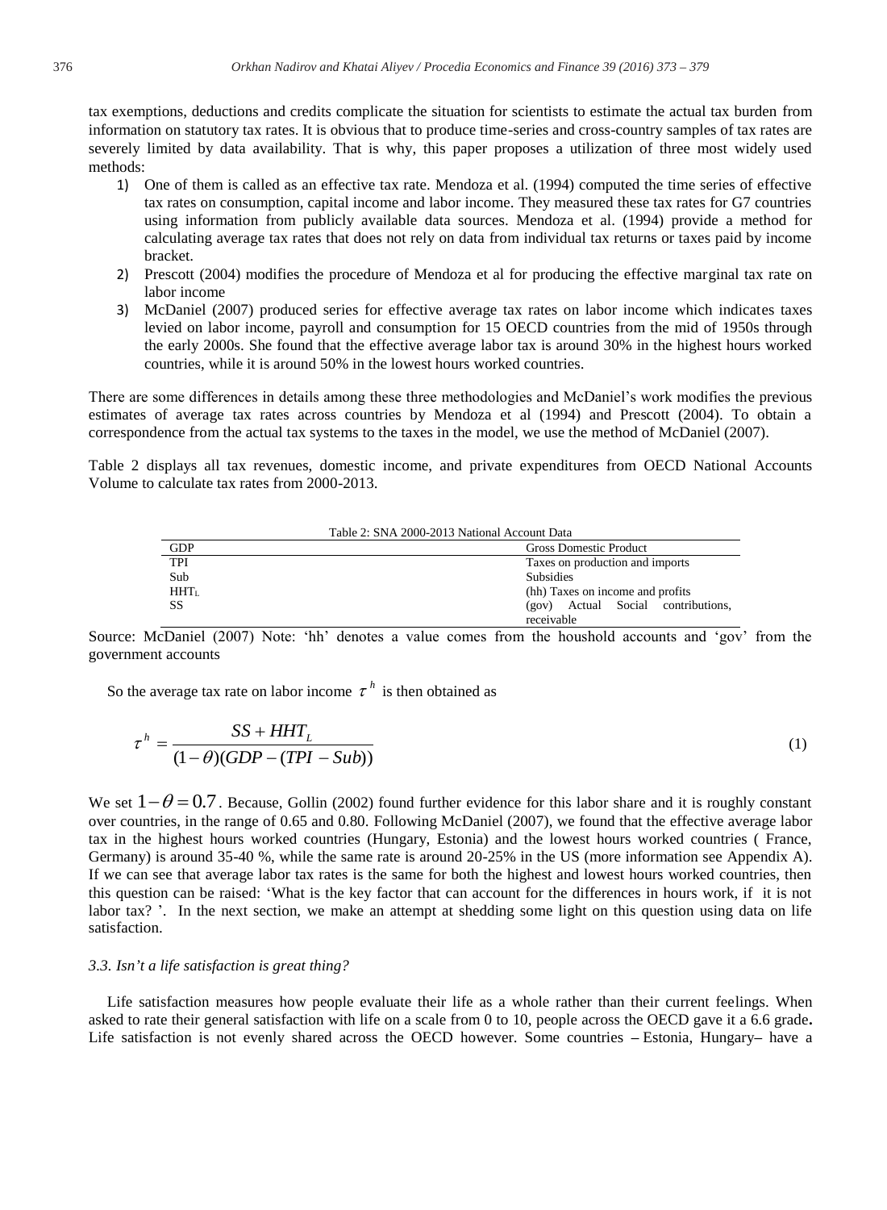tax exemptions, deductions and credits complicate the situation for scientists to estimate the actual tax burden from information on statutory tax rates. It is obvious that to produce time-series and cross-country samples of tax rates are severely limited by data availability. That is why, this paper proposes a utilization of three most widely used methods:

1) One of them is called as an effective tax rate. Mendoza et al. (1994) computed the time series of effective tax rates on consumption, capital income and labor income. They measured these tax rates for G7 countries using information from publicly available data sources. Mendoza et al. (1994) provide a method for calculating average tax rates that does not rely on data from individual tax returns or taxes paid by income bracket.
2) Prescott (2004) modifies the procedure of Mendoza et al for producing the effective marginal tax rate on labor income
3) McDaniel (2007) produced series for effective average tax rates on labor income which indicates taxes levied on labor income, payroll and consumption for 15 OECD countries from the mid of 1950s through the early 2000s. She found that the effective average labor tax is around 30% in the highest hours worked countries, while it is around 50% in the lowest hours worked countries.

There are some differences in details among these three methodologies and McDaniel's work modifies the previous estimates of average tax rates across countries by Mendoza et al (1994) and Prescott (2004). To obtain a correspondence from the actual tax systems to the taxes in the model, we use the method of McDaniel (2007).

Table 2 displays all tax revenues, domestic income, and private expenditures from OECD National Accounts Volume to calculate tax rates from 2000-2013.

Table 2: SNA 2000-2013 National Account Data

| GDP | Gross Domestic Product |
|---|---|
| TPI | Taxes on production and imports |
| Sub | Subsidies |
| $HHT_L$ | (hh) Taxes on income and profits |
| SS | (gov) Actual Social contributions, receivable |

Source: McDaniel (2007) Note: 'hh' denotes a value comes from the houshold accounts and 'gov' from the government accounts

So the average tax rate on labor income $\tau^h$ is then obtained as

$$\tau^h = \frac{SS + HHT_L}{(1-\theta)(GDP - (TPI - Sub))} \tag{1}$$

We set $1-\theta = 0.7$. Because, Gollin (2002) found further evidence for this labor share and it is roughly constant over countries, in the range of 0.65 and 0.80. Following McDaniel (2007), we found that the effective average labor tax in the highest hours worked countries (Hungary, Estonia) and the lowest hours worked countries ( France, Germany) is around 35-40 %, while the same rate is around 20-25% in the US (more information see Appendix A). If we can see that average labor tax rates is the same for both the highest and lowest hours worked countries, then this question can be raised: 'What is the key factor that can account for the differences in hours work, if it is not labor tax? '. In the next section, we make an attempt at shedding some light on this question using data on life satisfaction.

### *3.3. Isn't a life satisfaction is great thing?*

Life satisfaction measures how people evaluate their life as a whole rather than their current feelings. When asked to rate their general satisfaction with life on a scale from 0 to 10, people across the OECD gave it a 6.6 grade**.** Life satisfaction is not evenly shared across the OECD however. Some countries **–** Estonia, Hungary**–** have a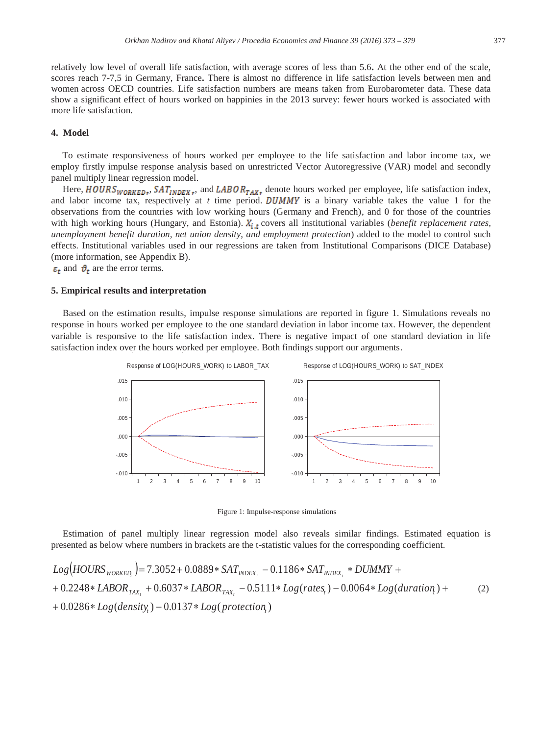relatively low level of overall life satisfaction, with average scores of less than 5.6**.** At the other end of the scale, scores reach 7-7,5 in Germany, France**.** There is almost no difference in life satisfaction levels between men and women across OECD countries. Life satisfaction numbers are means taken from Eurobarometer data. These data show a significant effect of hours worked on happinies in the 2013 survey: fewer hours worked is associated with more life satisfaction.

## 4. Model

To estimate responsiveness of hours worked per employee to the life satisfaction and labor income tax, we employ firstly impulse response analysis based on unrestricted Vector Autoregressive (VAR) model and secondly panel multiply linear regression model.

Here, $HOURS_{WORKED_t}$, $SAT_{INDEX_t}$, and $LABOR_{TAX_t}$ denote hours worked per employee, life satisfaction index, and labor income tax, respectively at $t$ time period. $DUMMY$ is a binary variable takes the value 1 for the observations from the countries with low working hours (Germany and French), and 0 for those of the countries with high working hours (Hungary, and Estonia). $X_{i,t}$ covers all institutional variables (*benefit replacement rates, unemployment benefit duration, net union density, and employment protection*) added to the model to control such effects. Institutional variables used in our regressions are taken from Institutional Comparisons (DICE Database) (more information, see Appendix B).

$\varepsilon_t$ and $\vartheta_t$ are the error terms.

## 5. Empirical results and interpretation

Based on the estimation results, impulse response simulations are reported in figure 1. Simulations reveals no response in hours worked per employee to the one standard deviation in labor income tax. However, the dependent variable is responsive to the life satisfaction index. There is negative impact of one standard deviation in life satisfaction index over the hours worked per employee. Both findings support our arguments.

Figure 1: Impulse-response simulations

Estimation of panel multiply linear regression model also reveals similar findings. Estimated equation is presented as below where numbers in brackets are the t-statistic values for the corresponding coefficient.

$$
\begin{aligned}
Log\left(HOURS_{WORKED_t}\right) &= 7.3052 + 0.0889 * SAT_{INDEX_t} - 0.1186 * SAT_{INDEX_t} * DUMMY + \\
&+ 0.2248 * LABOR_{TAX_t} + 0.6037 * LABOR_{TAX_t} - 0.5111 * Log(rates_t) - 0.0064 * Log(duration_t) + \\
&+ 0.0286 * Log(density_t) - 0.0137 * Log(protection_t)
\end{aligned} \tag{2}
$$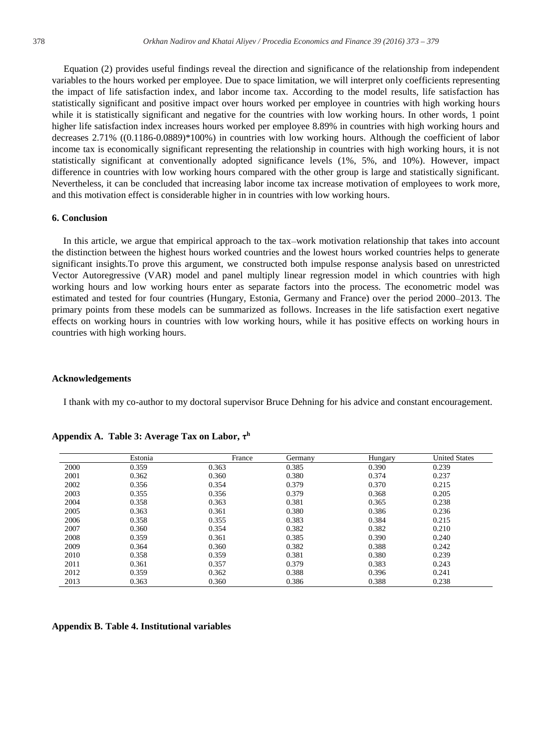Equation (2) provides useful findings reveal the direction and significance of the relationship from independent variables to the hours worked per employee. Due to space limitation, we will interpret only coefficients representing the impact of life satisfaction index, and labor income tax. According to the model results, life satisfaction has statistically significant and positive impact over hours worked per employee in countries with high working hours while it is statistically significant and negative for the countries with low working hours. In other words, 1 point higher life satisfaction index increases hours worked per employee 8.89% in countries with high working hours and decreases 2.71% ((0.1186-0.0889)*100%) in countries with low working hours. Although the coefficient of labor income tax is economically significant representing the relationship in countries with high working hours, it is not statistically significant at conventionally adopted significance levels (1%, 5%, and 10%). However, impact difference in countries with low working hours compared with the other group is large and statistically significant. Nevertheless, it can be concluded that increasing labor income tax increase motivation of employees to work more, and this motivation effect is considerable higher in in countries with low working hours.

## 6. Conclusion

In this article, we argue that empirical approach to the tax–work motivation relationship that takes into account the distinction between the highest hours worked countries and the lowest hours worked countries helps to generate significant insights.To prove this argument, we constructed both impulse response analysis based on unrestricted Vector Autoregressive (VAR) model and panel multiply linear regression model in which countries with high working hours and low working hours enter as separate factors into the process. The econometric model was estimated and tested for four countries (Hungary, Estonia, Germany and France) over the period 2000–2013. The primary points from these models can be summarized as follows. Increases in the life satisfaction exert negative effects on working hours in countries with low working hours, while it has positive effects on working hours in countries with high working hours.

## Acknowledgements

I thank with my co-author to my doctoral supervisor Bruce Dehning for his advice and constant encouragement.

## Appendix A. Table 3: Average Tax on Labor, $\tau^h$

| | Estonia | France | Germany | Hungary | United States |
|---|---|---|---|---|---|
| 2000 | 0.359 | 0.363 | 0.385 | 0.390 | 0.239 |
| 2001 | 0.362 | 0.360 | 0.380 | 0.374 | 0.237 |
| 2002 | 0.356 | 0.354 | 0.379 | 0.370 | 0.215 |
| 2003 | 0.355 | 0.356 | 0.379 | 0.368 | 0.205 |
| 2004 | 0.358 | 0.363 | 0.381 | 0.365 | 0.238 |
| 2005 | 0.363 | 0.361 | 0.380 | 0.386 | 0.236 |
| 2006 | 0.358 | 0.355 | 0.383 | 0.384 | 0.215 |
| 2007 | 0.360 | 0.354 | 0.382 | 0.382 | 0.210 |
| 2008 | 0.359 | 0.361 | 0.385 | 0.390 | 0.240 |
| 2009 | 0.364 | 0.360 | 0.382 | 0.388 | 0.242 |
| 2010 | 0.358 | 0.359 | 0.381 | 0.380 | 0.239 |
| 2011 | 0.361 | 0.357 | 0.379 | 0.383 | 0.243 |
| 2012 | 0.359 | 0.362 | 0.388 | 0.396 | 0.241 |
| 2013 | 0.363 | 0.360 | 0.386 | 0.388 | 0.238 |

## Appendix B. Table 4. Institutional variables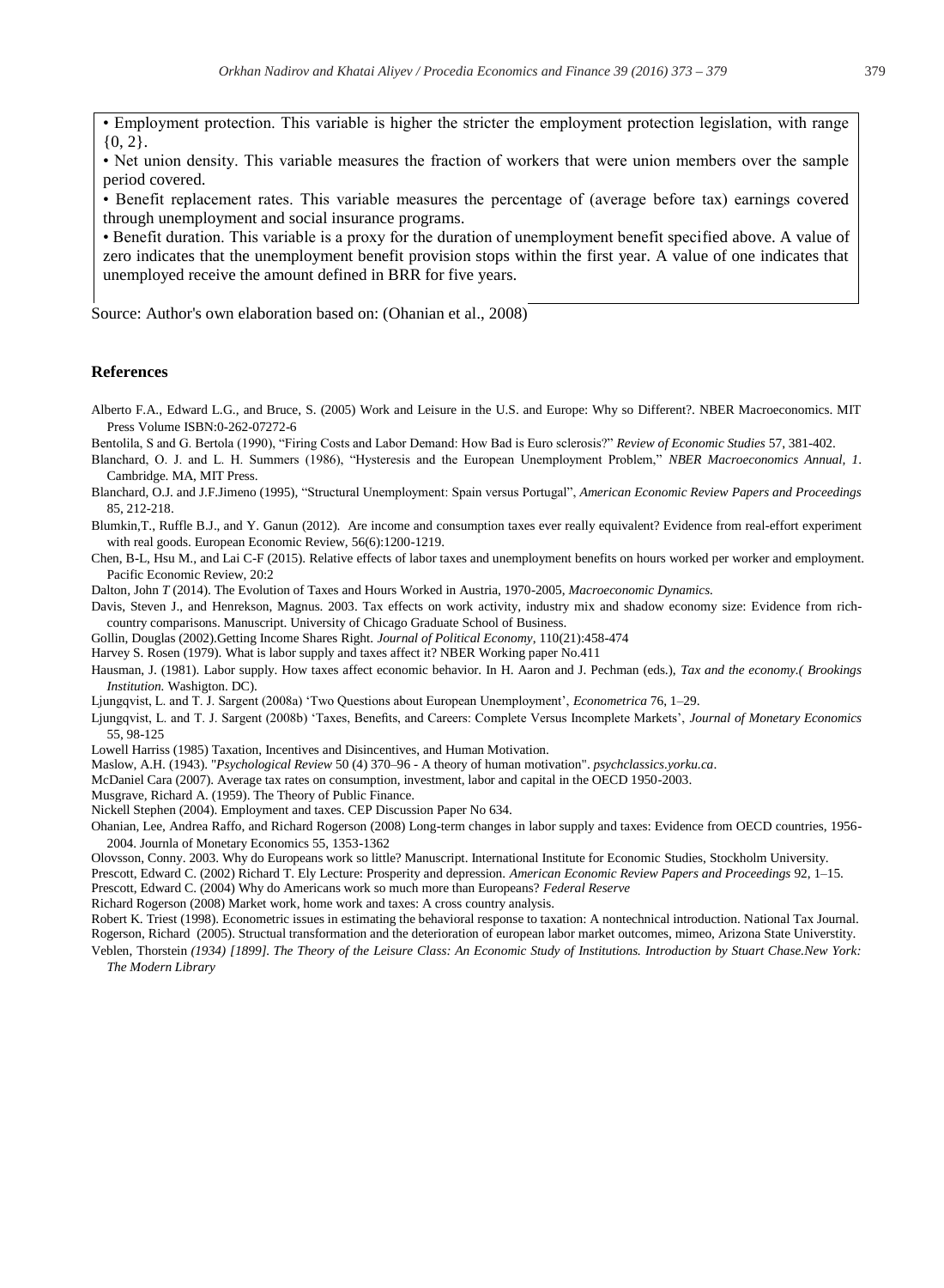• Employment protection. This variable is higher the stricter the employment protection legislation, with range {0, 2}.

• Net union density. This variable measures the fraction of workers that were union members over the sample period covered.

• Benefit replacement rates. This variable measures the percentage of (average before tax) earnings covered through unemployment and social insurance programs.

• Benefit duration. This variable is a proxy for the duration of unemployment benefit specified above. A value of zero indicates that the unemployment benefit provision stops within the first year. A value of one indicates that unemployed receive the amount defined in BRR for five years.

Source: Author's own elaboration based on: (Ohanian et al., 2008)

## References

Alberto F.A., Edward L.G., and Bruce, S. (2005) Work and Leisure in the U.S. and Europe: Why so Different?. NBER Macroeconomics. MIT Press Volume ISBN:0-262-07272-6

Bentolila, S and G. Bertola (1990), "Firing Costs and Labor Demand: How Bad is Euro sclerosis?" *Review of Economic Studies* 57, 381-402.

Blanchard, O. J. and L. H. Summers (1986), "Hysteresis and the European Unemployment Problem," *NBER Macroeconomics Annual, 1*. Cambridge. MA, MIT Press.

Blanchard, O.J. and J.F.Jimeno (1995), "Structural Unemployment: Spain versus Portugal", *American Economic Review Papers and Proceedings* 85, 212-218.

Blumkin,T., Ruffle B.J., and Y. Ganun (2012). Are income and consumption taxes ever really equivalent? Evidence from real-effort experiment with real goods. European Economic Review, 56(6):1200-1219.

Chen, B-L, Hsu M., and Lai C-F (2015). Relative effects of labor taxes and unemployment benefits on hours worked per worker and employment. Pacific Economic Review, 20:2

Dalton, John *T* (2014). The Evolution of Taxes and Hours Worked in Austria, 1970-2005, *Macroeconomic Dynamics.*

Davis, Steven J., and Henrekson, Magnus. 2003. Tax effects on work activity, industry mix and shadow economy size: Evidence from rich-country comparisons. Manuscript. University of Chicago Graduate School of Business.

Gollin, Douglas (2002).Getting Income Shares Right. *Journal of Political Economy*, 110(21):458-474

Harvey S. Rosen (1979). What is labor supply and taxes affect it? NBER Working paper No.411

Hausman, J. (1981). Labor supply. How taxes affect economic behavior. In H. Aaron and J. Pechman (eds.), *Tax and the economy.( Brookings Institution.* Washigton. DC).

Ljungqvist, L. and T. J. Sargent (2008a) 'Two Questions about European Unemployment', *Econometrica* 76, 1–29.

Ljungqvist, L. and T. J. Sargent (2008b) 'Taxes, Benefits, and Careers: Complete Versus Incomplete Markets', *Journal of Monetary Economics* 55, 98-125

Lowell Harriss (1985) Taxation, Incentives and Disincentives, and Human Motivation.

Maslow, A.H. (1943). "*Psychological Review* 50 (4) 370–96 - A theory of human motivation". *psychclassics.yorku.ca*.

McDaniel Cara (2007). Average tax rates on consumption, investment, labor and capital in the OECD 1950-2003.

Musgrave, Richard A. (1959). The Theory of Public Finance.

Nickell Stephen (2004). Employment and taxes. CEP Discussion Paper No 634.

Ohanian, Lee, Andrea Raffo, and Richard Rogerson (2008) Long-term changes in labor supply and taxes: Evidence from OECD countries, 1956-2004. Journla of Monetary Economics 55, 1353-1362

Olovsson, Conny. 2003. Why do Europeans work so little? Manuscript. International Institute for Economic Studies, Stockholm University.

Prescott, Edward C. (2002) Richard T. Ely Lecture: Prosperity and depression. *American Economic Review Papers and Proceedings* 92, 1–15.

Prescott, Edward C. (2004) Why do Americans work so much more than Europeans? *Federal Reserve*

Richard Rogerson (2008) Market work, home work and taxes: A cross country analysis.

Robert K. Triest (1998). Econometric issues in estimating the behavioral response to taxation: A nontechnical introduction. National Tax Journal.

Rogerson, Richard (2005). Structual transformation and the deterioration of european labor market outcomes, mimeo, Arizona State Universtity.

Veblen, Thorstein *(1934) [1899]. The Theory of the Leisure Class: An Economic Study of Institutions. Introduction by Stuart Chase.New York: The Modern Library*